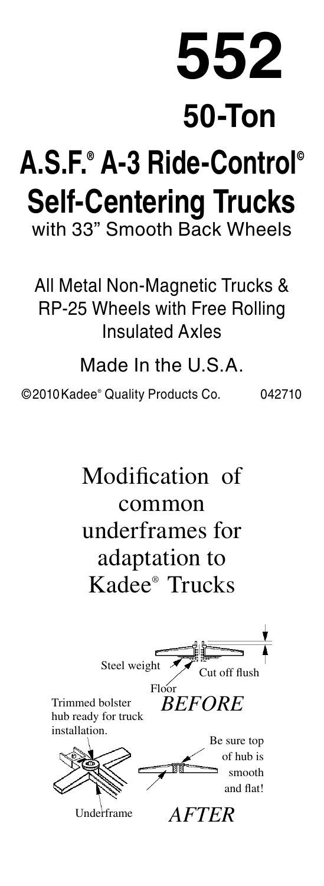# 552

## 50-Ton

# A.S.F.® A-3 Ride-Control© Self-Centering Trucks

with 33" Smooth Back Wheels

All Metal Non-Magnetic Trucks & RP-25 Wheels with Free Rolling Insulated Axles

Made In the U.S.A.

©2010 Kadee® Quality Products Co. 042710

## Modification of common underframes for adaptation to Kadee® Trucks

Steel weight

Cut off flush

Floor

*BEFORE*

Trimmed bolster hub ready for truck installation.

Be sure top of hub is smooth and flat!

Underframe

*AFTER*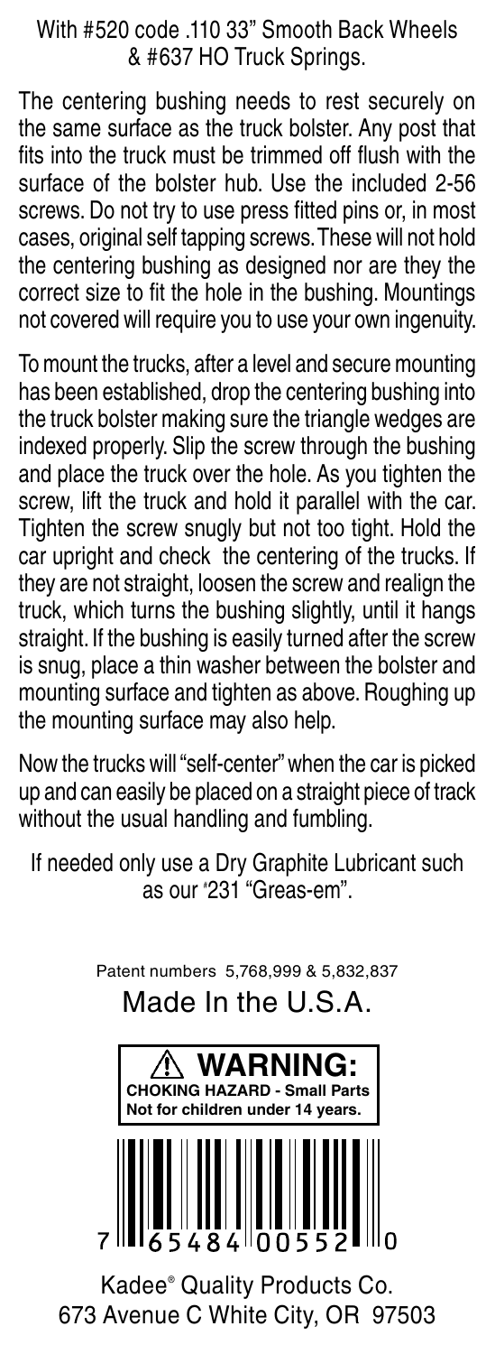With #520 code .110 33" Smooth Back Wheels & #637 HO Truck Springs.

The centering bushing needs to rest securely on the same surface as the truck bolster. Any post that fits into the truck must be trimmed off flush with the surface of the bolster hub. Use the included 2-56 screws. Do not try to use press fitted pins or, in most cases, original self tapping screws. These will not hold the centering bushing as designed nor are they the correct size to fit the hole in the bushing. Mountings not covered will require you to use your own ingenuity.

To mount the trucks, after a level and secure mounting has been established, drop the centering bushing into the truck bolster making sure the triangle wedges are indexed properly. Slip the screw through the bushing and place the truck over the hole. As you tighten the screw, lift the truck and hold it parallel with the car. Tighten the screw snugly but not too tight. Hold the car upright and check the centering of the trucks. If they are not straight, loosen the screw and realign the truck, which turns the bushing slightly, until it hangs straight. If the bushing is easily turned after the screw is snug, place a thin washer between the bolster and mounting surface and tighten as above. Roughing up the mounting surface may also help.

Now the trucks will "self-center" when the car is picked up and can easily be placed on a straight piece of track without the usual handling and fumbling.

If needed only use a Dry Graphite Lubricant such as our #231 "Greas-em".

Patent numbers 5,768,999 & 5,832,837

Made In the U.S.A.

⚠ **WARNING:**
**CHOKING HAZARD - Small Parts**
**Not for children under 14 years.**

7 65484 00552 0

Kadee® Quality Products Co.
673 Avenue C White City, OR 97503